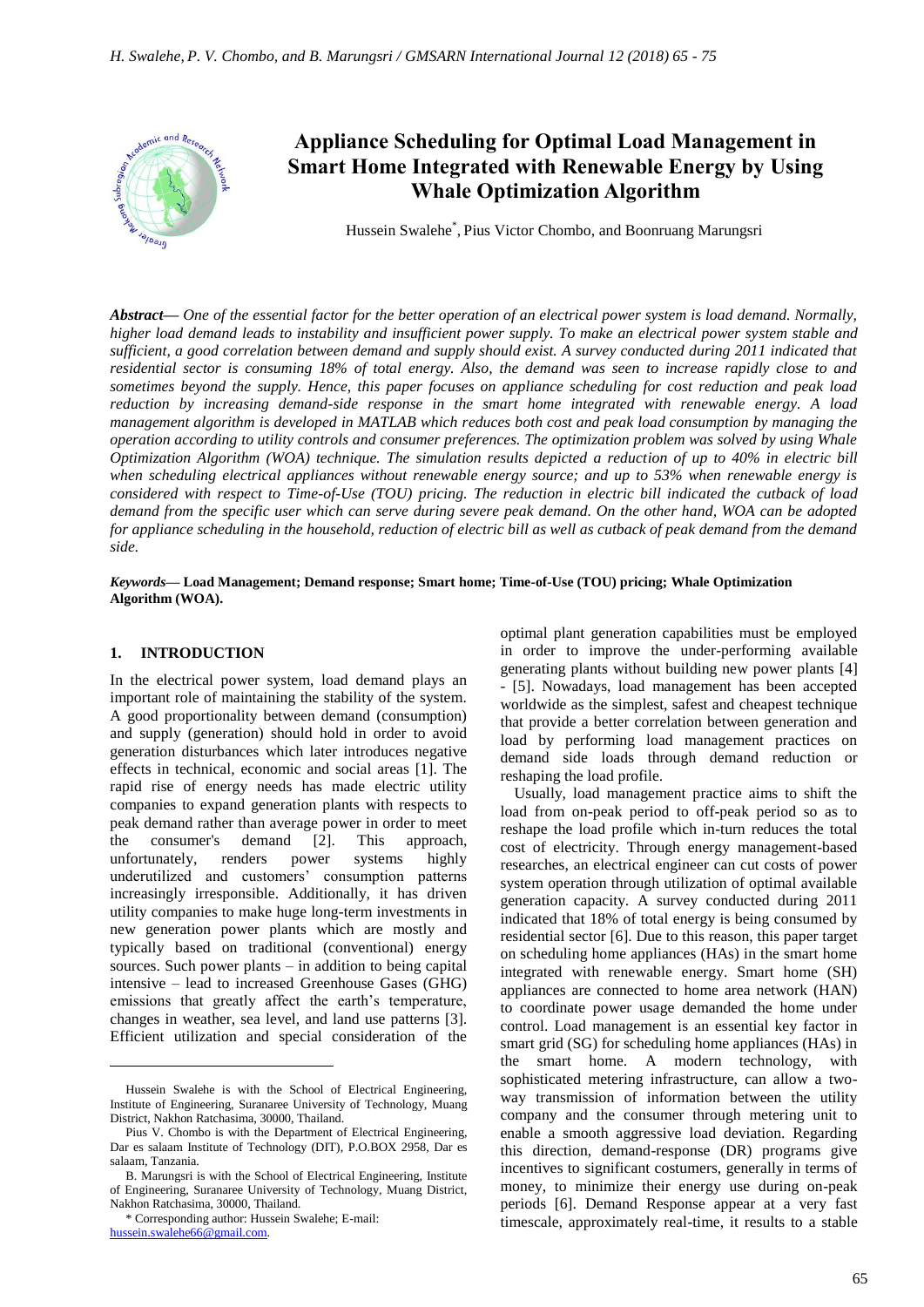# Appliance Scheduling for Optimal Load Management in Smart Home Integrated with Renewable Energy by Using Whale Optimization Algorithm

Hussein Swalehe*, Pius Victor Chombo, and Boonruang Marungsri

***Abstract*****—** *One of the essential factor for the better operation of an electrical power system is load demand. Normally, higher load demand leads to instability and insufficient power supply. To make an electrical power system stable and sufficient, a good correlation between demand and supply should exist. A survey conducted during 2011 indicated that residential sector is consuming 18% of total energy. Also, the demand was seen to increase rapidly close to and sometimes beyond the supply. Hence, this paper focuses on appliance scheduling for cost reduction and peak load reduction by increasing demand-side response in the smart home integrated with renewable energy. A load management algorithm is developed in MATLAB which reduces both cost and peak load consumption by managing the operation according to utility controls and consumer preferences. The optimization problem was solved by using Whale Optimization Algorithm (WOA) technique. The simulation results depicted a reduction of up to 40% in electric bill when scheduling electrical appliances without renewable energy source; and up to 53% when renewable energy is considered with respect to Time-of-Use (TOU) pricing. The reduction in electric bill indicated the cutback of load demand from the specific user which can serve during severe peak demand. On the other hand, WOA can be adopted for appliance scheduling in the household, reduction of electric bill as well as cutback of peak demand from the demand side.*

***Keywords*****— Load Management; Demand response; Smart home; Time-of-Use (TOU) pricing; Whale Optimization Algorithm (WOA).**

## 1. INTRODUCTION

In the electrical power system, load demand plays an important role of maintaining the stability of the system. A good proportionality between demand (consumption) and supply (generation) should hold in order to avoid generation disturbances which later introduces negative effects in technical, economic and social areas [1]. The rapid rise of energy needs has made electric utility companies to expand generation plants with respects to peak demand rather than average power in order to meet the consumer's demand [2]. This approach, unfortunately, renders power systems highly underutilized and customers' consumption patterns increasingly irresponsible. Additionally, it has driven utility companies to make huge long-term investments in new generation power plants which are mostly and typically based on traditional (conventional) energy sources. Such power plants – in addition to being capital intensive – lead to increased Greenhouse Gases (GHG) emissions that greatly affect the earth's temperature, changes in weather, sea level, and land use patterns [3]. Efficient utilization and special consideration of the optimal plant generation capabilities must be employed in order to improve the under-performing available generating plants without building new power plants [4] - [5]. Nowadays, load management has been accepted worldwide as the simplest, safest and cheapest technique that provide a better correlation between generation and load by performing load management practices on demand side loads through demand reduction or reshaping the load profile.

Usually, load management practice aims to shift the load from on-peak period to off-peak period so as to reshape the load profile which in-turn reduces the total cost of electricity. Through energy management-based researches, an electrical engineer can cut costs of power system operation through utilization of optimal available generation capacity. A survey conducted during 2011 indicated that 18% of total energy is being consumed by residential sector [6]. Due to this reason, this paper target on scheduling home appliances (HAs) in the smart home integrated with renewable energy. Smart home (SH) appliances are connected to home area network (HAN) to coordinate power usage demanded the home under control. Load management is an essential key factor in smart grid (SG) for scheduling home appliances (HAs) in the smart home. A modern technology, with sophisticated metering infrastructure, can allow a two-way transmission of information between the utility company and the consumer through metering unit to enable a smooth aggressive load deviation. Regarding this direction, demand-response (DR) programs give incentives to significant costumers, generally in terms of money, to minimize their energy use during on-peak periods [6]. Demand Response appear at a very fast timescale, approximately real-time, it results to a stable

Hussein Swalehe is with the School of Electrical Engineering, Institute of Engineering, Suranaree University of Technology, Muang District, Nakhon Ratchasima, 30000, Thailand.

Pius V. Chombo is with the Department of Electrical Engineering, Dar es salaam Institute of Technology (DIT), P.O.BOX 2958, Dar es salaam, Tanzania.

B. Marungsri is with the School of Electrical Engineering, Institute of Engineering, Suranaree University of Technology, Muang District, Nakhon Ratchasima, 30000, Thailand.

\* Corresponding author: Hussein Swalehe; E-mail: hussein.swalehe66@gmail.com.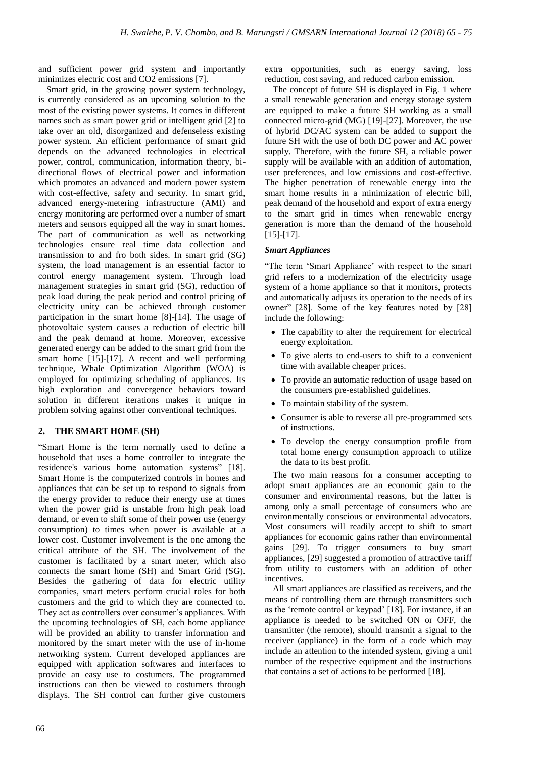and sufficient power grid system and importantly minimizes electric cost and CO2 emissions [7].

Smart grid, in the growing power system technology, is currently considered as an upcoming solution to the most of the existing power systems. It comes in different names such as smart power grid or intelligent grid [2] to take over an old, disorganized and defenseless existing power system. An efficient performance of smart grid depends on the advanced technologies in electrical power, control, communication, information theory, bi-directional flows of electrical power and information which promotes an advanced and modern power system with cost-effective, safety and security. In smart grid, advanced energy-metering infrastructure (AMI) and energy monitoring are performed over a number of smart meters and sensors equipped all the way in smart homes. The part of communication as well as networking technologies ensure real time data collection and transmission to and fro both sides. In smart grid (SG) system, the load management is an essential factor to control energy management system. Through load management strategies in smart grid (SG), reduction of peak load during the peak period and control pricing of electricity unity can be achieved through customer participation in the smart home [8]-[14]. The usage of photovoltaic system causes a reduction of electric bill and the peak demand at home. Moreover, excessive generated energy can be added to the smart grid from the smart home [15]-[17]. A recent and well performing technique, Whale Optimization Algorithm (WOA) is employed for optimizing scheduling of appliances. Its high exploration and convergence behaviors toward solution in different iterations makes it unique in problem solving against other conventional techniques.

## 2. THE SMART HOME (SH)

"Smart Home is the term normally used to define a household that uses a home controller to integrate the residence's various home automation systems" [18]. Smart Home is the computerized controls in homes and appliances that can be set up to respond to signals from the energy provider to reduce their energy use at times when the power grid is unstable from high peak load demand, or even to shift some of their power use (energy consumption) to times when power is available at a lower cost. Customer involvement is the one among the critical attribute of the SH. The involvement of the customer is facilitated by a smart meter, which also connects the smart home (SH) and Smart Grid (SG). Besides the gathering of data for electric utility companies, smart meters perform crucial roles for both customers and the grid to which they are connected to. They act as controllers over consumer's appliances. With the upcoming technologies of SH, each home appliance will be provided an ability to transfer information and monitored by the smart meter with the use of in-home networking system. Current developed appliances are equipped with application softwares and interfaces to provide an easy use to costumers. The programmed instructions can then be viewed to costumers through displays. The SH control can further give customers extra opportunities, such as energy saving, loss reduction, cost saving, and reduced carbon emission.

The concept of future SH is displayed in Fig. 1 where a small renewable generation and energy storage system are equipped to make a future SH working as a small connected micro-grid (MG) [19]-[27]. Moreover, the use of hybrid DC/AC system can be added to support the future SH with the use of both DC power and AC power supply. Therefore, with the future SH, a reliable power supply will be available with an addition of automation, user preferences, and low emissions and cost-effective. The higher penetration of renewable energy into the smart home results in a minimization of electric bill, peak demand of the household and export of extra energy to the smart grid in times when renewable energy generation is more than the demand of the household [15]-[17].

### *Smart Appliances*

"The term 'Smart Appliance' with respect to the smart grid refers to a modernization of the electricity usage system of a home appliance so that it monitors, protects and automatically adjusts its operation to the needs of its owner" [28]. Some of the key features noted by [28] include the following:

- The capability to alter the requirement for electrical energy exploitation.
- To give alerts to end-users to shift to a convenient time with available cheaper prices.
- To provide an automatic reduction of usage based on the consumers pre-established guidelines.
- To maintain stability of the system.
- Consumer is able to reverse all pre-programmed sets of instructions.
- To develop the energy consumption profile from total home energy consumption approach to utilize the data to its best profit.

The two main reasons for a consumer accepting to adopt smart appliances are an economic gain to the consumer and environmental reasons, but the latter is among only a small percentage of consumers who are environmentally conscious or environmental advocators. Most consumers will readily accept to shift to smart appliances for economic gains rather than environmental gains [29]. To trigger consumers to buy smart appliances, [29] suggested a promotion of attractive tariff from utility to customers with an addition of other incentives.

All smart appliances are classified as receivers, and the means of controlling them are through transmitters such as the 'remote control or keypad' [18]. For instance, if an appliance is needed to be switched ON or OFF, the transmitter (the remote), should transmit a signal to the receiver (appliance) in the form of a code which may include an attention to the intended system, giving a unit number of the respective equipment and the instructions that contains a set of actions to be performed [18].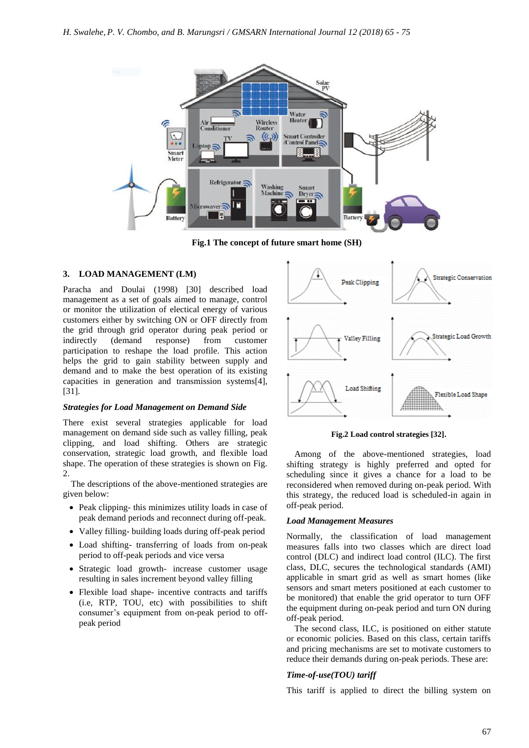**Fig.1 The concept of future smart home (SH)**

## 3. LOAD MANAGEMENT (LM)

Paracha and Doulai (1998) [30] described load management as a set of goals aimed to manage, control or monitor the utilization of electrical energy of various customers either by switching ON or OFF directly from the grid through grid operator during peak period or indirectly (demand response) from customer participation to reshape the load profile. This action helps the grid to gain stability between supply and demand and to make the best operation of its existing capacities in generation and transmission systems[4], [31].

### *Strategies for Load Management on Demand Side*

There exist several strategies applicable for load management on demand side such as valley filling, peak clipping, and load shifting. Others are strategic conservation, strategic load growth, and flexible load shape. The operation of these strategies is shown on Fig. 2.

The descriptions of the above-mentioned strategies are given below:

- Peak clipping- this minimizes utility loads in case of peak demand periods and reconnect during off-peak.
- Valley filling- building loads during off-peak period
- Load shifting- transferring of loads from on-peak period to off-peak periods and vice versa
- Strategic load growth- increase customer usage resulting in sales increment beyond valley filling
- Flexible load shape- incentive contracts and tariffs (i.e, RTP, TOU, etc) with possibilities to shift consumer's equipment from on-peak period to off-peak period

**Fig.2 Load control strategies [32].**

Among of the above-mentioned strategies, load shifting strategy is highly preferred and opted for scheduling since it gives a chance for a load to be reconsidered when removed during on-peak period. With this strategy, the reduced load is scheduled-in again in off-peak period.

### *Load Management Measures*

Normally, the classification of load management measures falls into two classes which are direct load control (DLC) and indirect load control (ILC). The first class, DLC, secures the technological standards (AMI) applicable in smart grid as well as smart homes (like sensors and smart meters positioned at each customer to be monitored) that enable the grid operator to turn OFF the equipment during on-peak period and turn ON during off-peak period.

The second class, ILC, is positioned on either statute or economic policies. Based on this class, certain tariffs and pricing mechanisms are set to motivate customers to reduce their demands during on-peak periods. These are:

### *Time-of-use(TOU) tariff*

This tariff is applied to direct the billing system on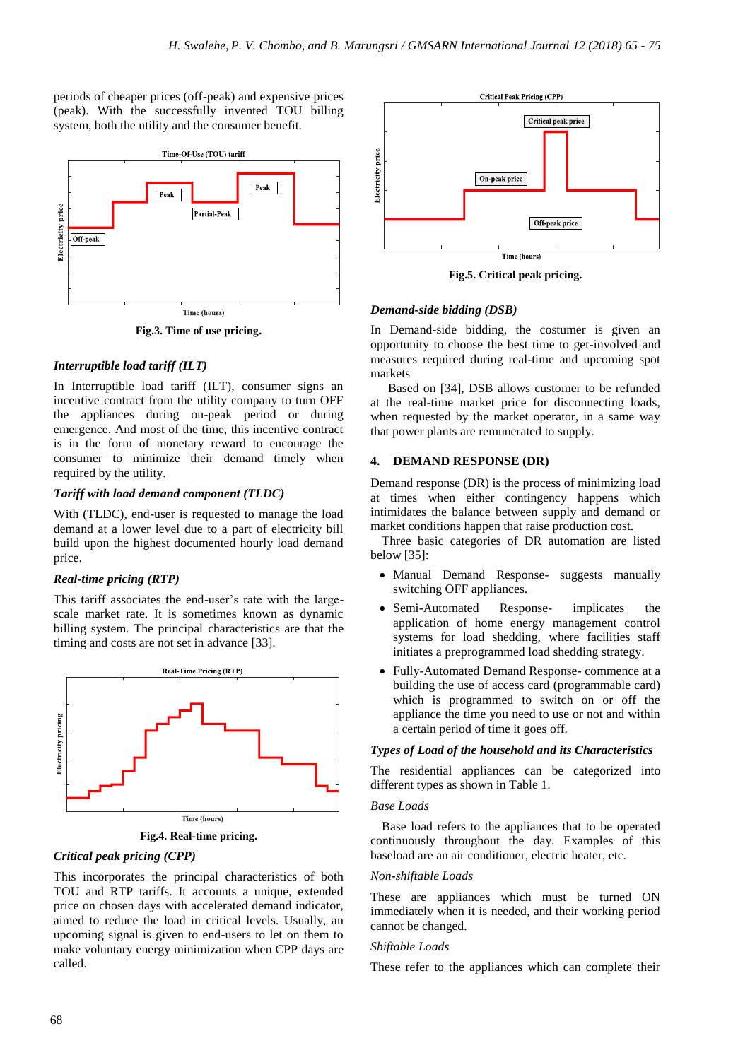periods of cheaper prices (off-peak) and expensive prices (peak). With the successfully invented TOU billing system, both the utility and the consumer benefit.

**Fig.3. Time of use pricing.**

### *Interruptible load tariff (ILT)*

In Interruptible load tariff (ILT), consumer signs an incentive contract from the utility company to turn OFF the appliances during on-peak period or during emergence. And most of the time, this incentive contract is in the form of monetary reward to encourage the consumer to minimize their demand timely when required by the utility.

### *Tariff with load demand component (TLDC)*

With (TLDC), end-user is requested to manage the load demand at a lower level due to a part of electricity bill build upon the highest documented hourly load demand price.

### *Real-time pricing (RTP)*

This tariff associates the end-user's rate with the large-scale market rate. It is sometimes known as dynamic billing system. The principal characteristics are that the timing and costs are not set in advance [33].

**Fig.4. Real-time pricing.**

### *Critical peak pricing (CPP)*

This incorporates the principal characteristics of both TOU and RTP tariffs. It accounts a unique, extended price on chosen days with accelerated demand indicator, aimed to reduce the load in critical levels. Usually, an upcoming signal is given to end-users to let on them to make voluntary energy minimization when CPP days are called.

**Fig.5. Critical peak pricing.**

### *Demand-side bidding (DSB)*

In Demand-side bidding, the costumer is given an opportunity to choose the best time to get-involved and measures required during real-time and upcoming spot markets

Based on [34], DSB allows customer to be refunded at the real-time market price for disconnecting loads, when requested by the market operator, in a same way that power plants are remunerated to supply.

## 4. DEMAND RESPONSE (DR)

Demand response (DR) is the process of minimizing load at times when either contingency happens which intimidates the balance between supply and demand or market conditions happen that raise production cost.

Three basic categories of DR automation are listed below [35]:

- Manual Demand Response- suggests manually switching OFF appliances.
- Semi-Automated Response- implicates the application of home energy management control systems for load shedding, where facilities staff initiates a preprogrammed load shedding strategy.
- Fully-Automated Demand Response- commence at a building the use of access card (programmable card) which is programmed to switch on or off the appliance the time you need to use or not and within a certain period of time it goes off.

### *Types of Load of the household and its Characteristics*

The residential appliances can be categorized into different types as shown in Table 1.

*Base Loads*

Base load refers to the appliances that to be operated continuously throughout the day. Examples of this baseload are an air conditioner, electric heater, etc.

*Non-shiftable Loads*

These are appliances which must be turned ON immediately when it is needed, and their working period cannot be changed.

*Shiftable Loads*

These refer to the appliances which can complete their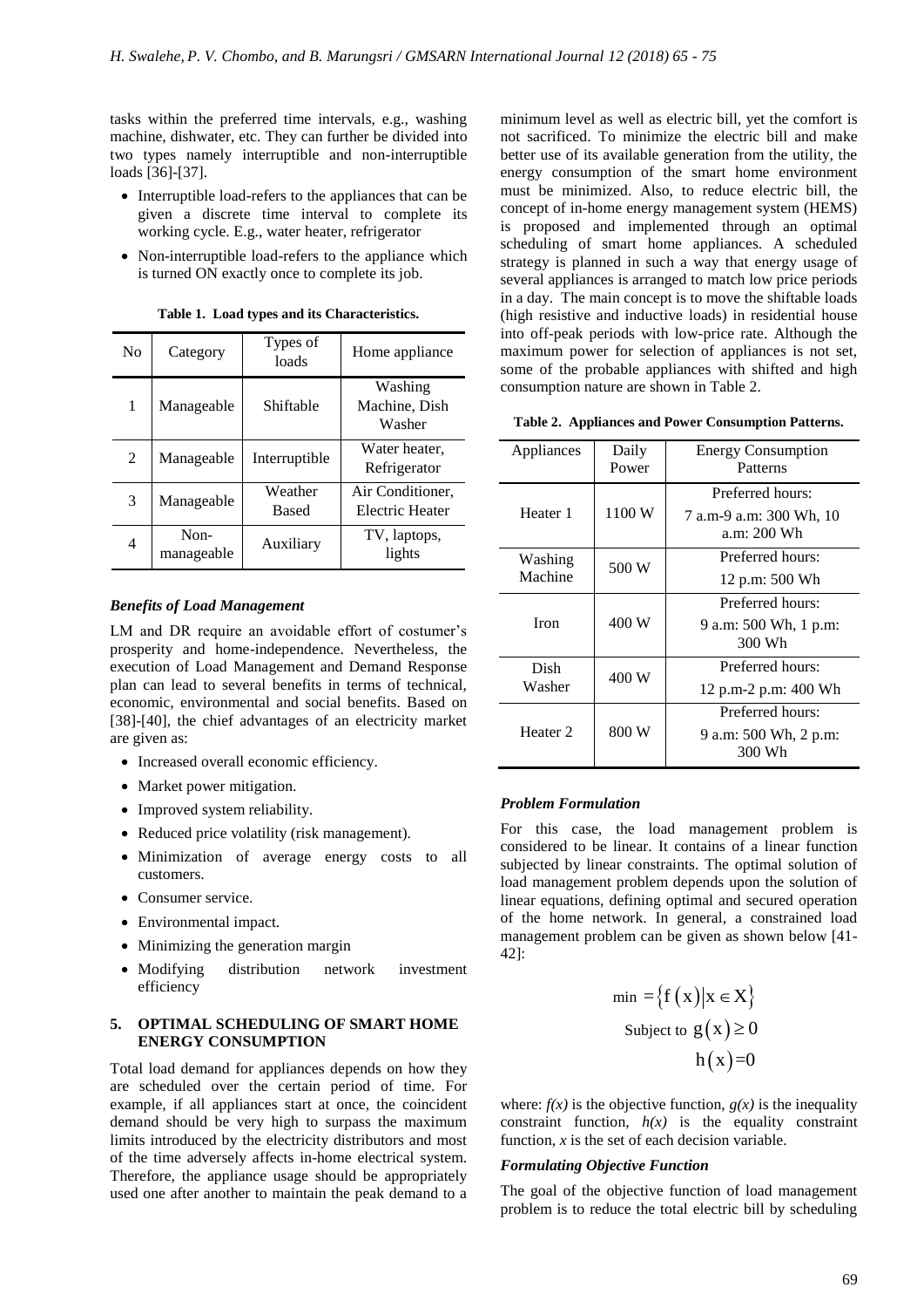tasks within the preferred time intervals, e.g., washing machine, dishwater, etc. They can further be divided into two types namely interruptible and non-interruptible loads [36]-[37].

- Interruptible load-refers to the appliances that can be given a discrete time interval to complete its working cycle. E.g., water heater, refrigerator
- Non-interruptible load-refers to the appliance which is turned ON exactly once to complete its job.

**Table 1. Load types and its Characteristics.**

| No | Category | Types of loads | Home appliance |
|---|---|---|---|
| 1 | Manageable | Shiftable | Washing Machine, Dish Washer |
| 2 | Manageable | Interruptible | Water heater, Refrigerator |
| 3 | Manageable | Weather Based | Air Conditioner, Electric Heater |
| 4 | Non-manageable | Auxiliary | TV, laptops, lights |

### *Benefits of Load Management*

LM and DR require an avoidable effort of costumer's prosperity and home-independence. Nevertheless, the execution of Load Management and Demand Response plan can lead to several benefits in terms of technical, economic, environmental and social benefits. Based on [38]-[40], the chief advantages of an electricity market are given as:

- Increased overall economic efficiency.
- Market power mitigation.
- Improved system reliability.
- Reduced price volatility (risk management).
- Minimization of average energy costs to all customers.
- Consumer service.
- Environmental impact.
- Minimizing the generation margin
- Modifying distribution network investment efficiency

## 5. OPTIMAL SCHEDULING OF SMART HOME ENERGY CONSUMPTION

Total load demand for appliances depends on how they are scheduled over the certain period of time. For example, if all appliances start at once, the coincident demand should be very high to surpass the maximum limits introduced by the electricity distributors and most of the time adversely affects in-home electrical system. Therefore, the appliance usage should be appropriately used one after another to maintain the peak demand to a minimum level as well as electric bill, yet the comfort is not sacrificed. To minimize the electric bill and make better use of its available generation from the utility, the energy consumption of the smart home environment must be minimized. Also, to reduce electric bill, the concept of in-home energy management system (HEMS) is proposed and implemented through an optimal scheduling of smart home appliances. A scheduled strategy is planned in such a way that energy usage of several appliances is arranged to match low price periods in a day. The main concept is to move the shiftable loads (high resistive and inductive loads) in residential house into off-peak periods with low-price rate. Although the maximum power for selection of appliances is not set, some of the probable appliances with shifted and high consumption nature are shown in Table 2.

**Table 2. Appliances and Power Consumption Patterns.**

| Appliances | Daily Power | Energy Consumption Patterns |
|---|---|---|
| Heater 1 | 1100 W | Preferred hours: 7 a.m-9 a.m: 300 Wh, 10 a.m: 200 Wh |
| Washing Machine | 500 W | Preferred hours: 12 p.m: 500 Wh |
| Iron | 400 W | Preferred hours: 9 a.m: 500 Wh, 1 p.m: 300 Wh |
| Dish Washer | 400 W | Preferred hours: 12 p.m-2 p.m: 400 Wh |
| Heater 2 | 800 W | Preferred hours: 9 a.m: 500 Wh, 2 p.m: 300 Wh |

### *Problem Formulation*

For this case, the load management problem is considered to be linear. It contains of a linear function subjected by linear constraints. The optimal solution of load management problem depends upon the solution of linear equations, defining optimal and secured operation of the home network. In general, a constrained load management problem can be given as shown below [41-42]:

$$\min = \{f(x) \mid x \in X\}$$

$$\text{Subject to } g(x) \geq 0$$

$$h(x) = 0$$

where: $f(x)$ is the objective function, $g(x)$ is the inequality constraint function, $h(x)$ is the equality constraint function, $x$ is the set of each decision variable.

### *Formulating Objective Function*

The goal of the objective function of load management problem is to reduce the total electric bill by scheduling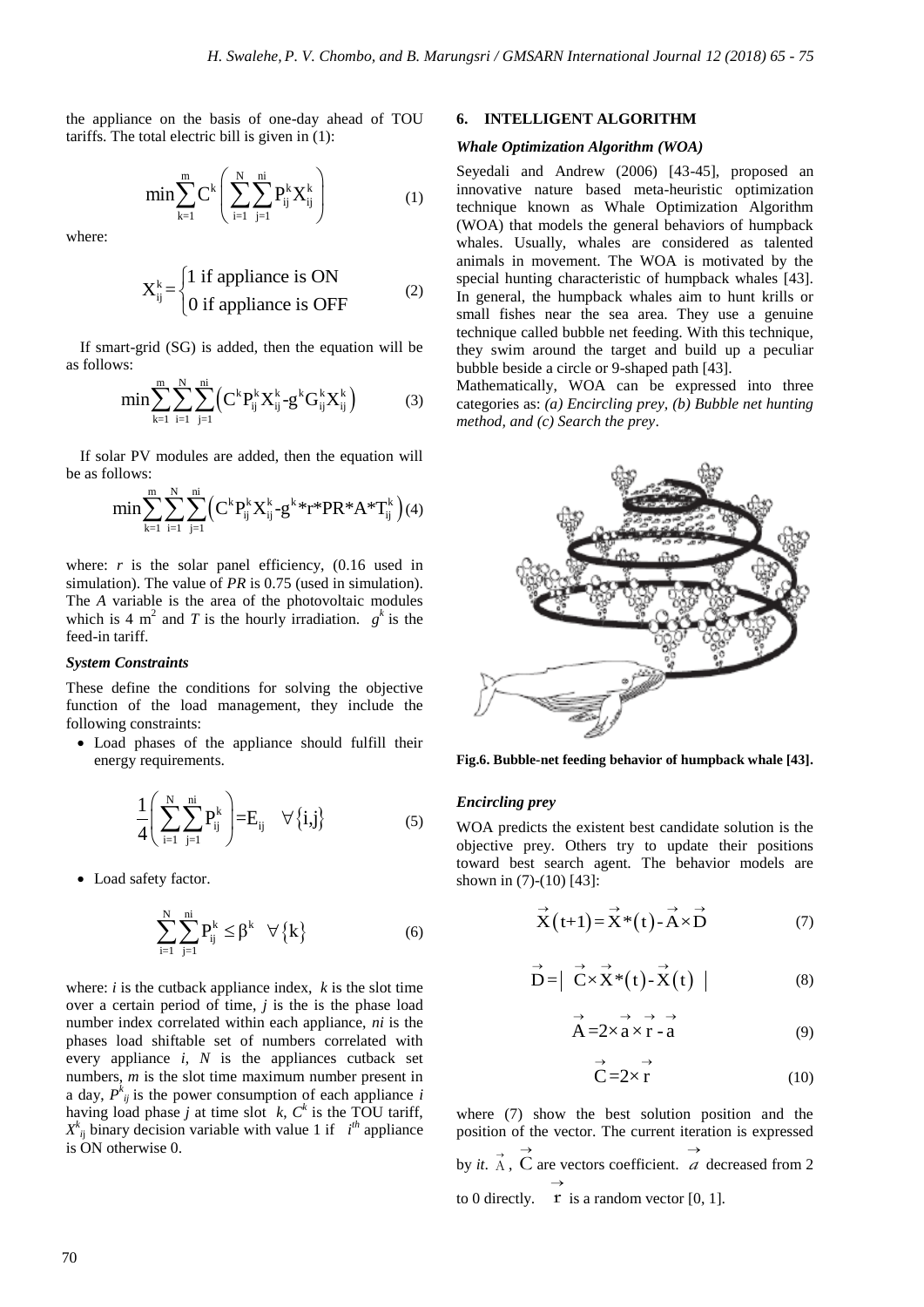the appliance on the basis of one-day ahead of TOU tariffs. The total electric bill is given in (1):

$$\min\sum_{k=1}^{m} C^k \left( \sum_{i=1}^{N}\sum_{j=1}^{ni} P_{ij}^k X_{ij}^k \right) \quad (1)$$

where:

$$X_{ij}^k = \begin{cases} 1 \text{ if appliance is ON} \\ 0 \text{ if appliance is OFF} \end{cases} \quad (2)$$

If smart-grid (SG) is added, then the equation will be as follows:

$$\min\sum_{k=1}^{m}\sum_{i=1}^{N}\sum_{j=1}^{ni}\left( C^k P_{ij}^k X_{ij}^k \text{-} g^k G_{ij}^k X_{ij}^k \right) \quad (3)$$

If solar PV modules are added, then the equation will be as follows:

$$\min\sum_{k=1}^{m}\sum_{i=1}^{N}\sum_{j=1}^{ni}\left( C^k P_{ij}^k X_{ij}^k \text{-} g^k * r * PR * A * T_{ij}^k \right) \quad (4)$$

where: $r$ is the solar panel efficiency, (0.16 used in simulation). The value of $PR$ is 0.75 (used in simulation). The $A$ variable is the area of the photovoltaic modules which is 4 $m^2$ and $T$ is the hourly irradiation. $g^k$ is the feed-in tariff.

### *System Constraints*

These define the conditions for solving the objective function of the load management, they include the following constraints:

- Load phases of the appliance should fulfill their energy requirements.

$$\frac{1}{4}\left( \sum_{i=1}^{N}\sum_{j=1}^{ni} P_{ij}^k \right) = E_{ij} \quad \forall\{i,j\} \quad (5)$$

- Load safety factor.

$$\sum_{i=1}^{N}\sum_{j=1}^{ni} P_{ij}^k \le \beta^k \quad \forall\{k\} \quad (6)$$

where: $i$ is the cutback appliance index, $k$ is the slot time over a certain period of time, $j$ is the is the phase load number index correlated within each appliance, $ni$ is the phases load shiftable set of numbers correlated with every appliance $i$, $N$ is the appliances cutback set numbers, $m$ is the slot time maximum number present in a day, $P^k_{ij}$ is the power consumption of each appliance $i$ having load phase $j$ at time slot $k$, $C^k$ is the TOU tariff, $X^k_{ij}$ binary decision variable with value 1 if $i^{th}$ appliance is ON otherwise 0.

## 6. INTELLIGENT ALGORITHM

### *Whale Optimization Algorithm (WOA)*

Seyedali and Andrew (2006) [43-45], proposed an innovative nature based meta-heuristic optimization technique known as Whale Optimization Algorithm (WOA) that models the general behaviors of humpback whales. Usually, whales are considered as talented animals in movement. The WOA is motivated by the special hunting characteristic of humpback whales [43]. In general, the humpback whales aim to hunt krills or small fishes near the sea area. They use a genuine technique called bubble net feeding. With this technique, they swim around the target and build up a peculiar bubble beside a circle or 9-shaped path [43].

Mathematically, WOA can be expressed into three categories as: *(a) Encircling prey, (b) Bubble net hunting method, and (c) Search the prey*.

**Fig.6. Bubble-net feeding behavior of humpback whale [43].**

### *Encircling prey*

WOA predicts the existent best candidate solution is the objective prey. Others try to update their positions toward best search agent. The behavior models are shown in (7)-(10) [43]:

$$\vec{X}(t+1) = \vec{X}^*(t) - \vec{A} \times \vec{D} \quad (7)$$

$$\vec{D} = \left| \vec{C} \times \vec{X}^*(t) - \vec{X}(t) \right| \quad (8)$$

$$\vec{A} = 2 \times \vec{a} \times \vec{r} - \vec{a} \quad (9)$$

$$\vec{C} = 2 \times \vec{r} \quad (10)$$

where (7) show the best solution position and the position of the vector. The current iteration is expressed by $it$. $\vec{A}$, $\vec{C}$ are vectors coefficient. $\vec{a}$ decreased from 2 to 0 directly. $\vec{r}$ is a random vector [0, 1].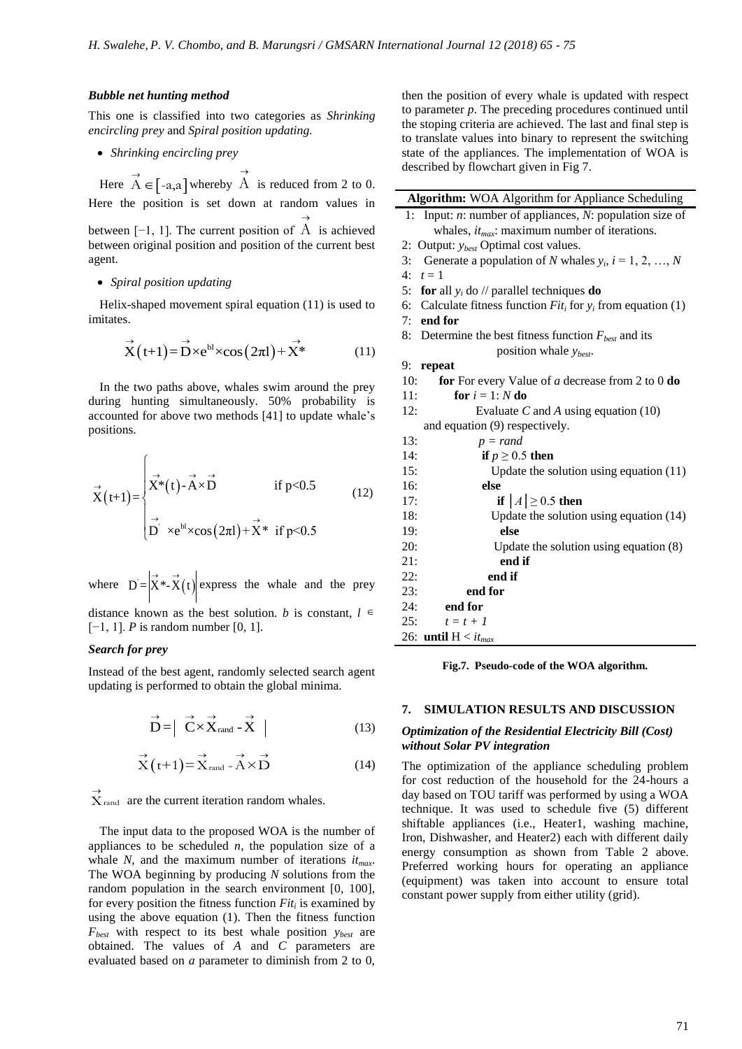#### *Bubble net hunting method*

This one is classified into two categories as *Shrinking encircling prey* and *Spiral position updating.*

- *Shrinking encircling prey*

Here $\vec{A} \in [-a,a]$ whereby $\vec{A}$ is reduced from 2 to 0. Here the position is set down at random values in between [−1, 1]. The current position of $\vec{A}$ is achieved between original position and position of the current best agent.

- *Spiral position updating*

Helix-shaped movement spiral equation (11) is used to imitates.

$$\vec{X}(t+1) = \vec{D} \times e^{bl} \times \cos(2\pi l) + \vec{X}^* \tag{11}$$

In the two paths above, whales swim around the prey during hunting simultaneously. 50% probability is accounted for above two methods [41] to update whale's positions.

$$\vec{X}(t+1) = \begin{cases} \vec{X}^*(t) - \vec{A} \times \vec{D} & \text{if } p<0.5 \\ \vec{D}' \times e^{bl} \times \cos(2\pi l) + \vec{X}^* & \text{if } p<0.5 \end{cases} \tag{12}$$

where $D' = \left|\vec{X}^* - \vec{X}(t)\right|$ express the whale and the prey distance known as the best solution. *b* is constant, $l \in [-1, 1]$. *P* is random number [0, 1].

#### *Search for prey*

Instead of the best agent, randomly selected search agent updating is performed to obtain the global minima.

$$\vec{D} = \left| \vec{C} \times \vec{X}_{rand} - \vec{X} \right| \tag{13}$$

$$\vec{X}(t+1) = \vec{X}_{rand} - \vec{A} \times \vec{D} \tag{14}$$

$\vec{X}_{rand}$ are the current iteration random whales.

The input data to the proposed WOA is the number of appliances to be scheduled *n*, the population size of a whale *N*, and the maximum number of iterations $it_{max}$. The WOA beginning by producing *N* solutions from the random population in the search environment [0, 100], for every position the fitness function $Fit_i$ is examined by using the above equation (1). Then the fitness function $F_{best}$ with respect to its best whale position $y_{best}$ are obtained. The values of *A* and *C* parameters are evaluated based on *a* parameter to diminish from 2 to 0, then the position of every whale is updated with respect to parameter *p*. The preceding procedures continued until the stoping criteria are achieved. The last and final step is to translate values into binary to represent the switching state of the appliances. The implementation of WOA is described by flowchart given in Fig 7.

**Algorithm:** WOA Algorithm for Appliance Scheduling

```
1:  Input: n: number of appliances, N: population size of
        whales, it_max: maximum number of iterations.
2:  Output: y_best Optimal cost values.
3:  Generate a population of N whales y_i, i = 1, 2, …, N
4:  t = 1
5:  for all y_i do // parallel techniques do
6:  Calculate fitness function Fit_i for y_i from equation (1)
7:  end for
8:  Determine the best fitness function F_best and its
        position whale y_best.
9:  repeat
10:     for For every Value of a decrease from 2 to 0 do
11:         for i = 1: N do
12:             Evaluate C and A using equation (10)
            and equation (9) respectively.
13:             p = rand
14:             if p ≥ 0.5 then
15:                 Update the solution using equation (11)
16:             else
17:                 if |A| ≥ 0.5 then
18:                     Update the solution using equation (14)
19:                 else
20:                     Update the solution using equation (8)
21:                 end if
22:             end if
23:         end for
24:     end for
25:     t = t + 1
26: until H < it_max
```

**Fig.7. Pseudo-code of the WOA algorithm.**

## 7. SIMULATION RESULTS AND DISCUSSION

#### *Optimization of the Residential Electricity Bill (Cost) without Solar PV integration*

The optimization of the appliance scheduling problem for cost reduction of the household for the 24-hours a day based on TOU tariff was performed by using a WOA technique. It was used to schedule five (5) different shiftable appliances (i.e., Heater1, washing machine, Iron, Dishwasher, and Heater2) each with different daily energy consumption as shown from Table 2 above. Preferred working hours for operating an appliance (equipment) was taken into account to ensure total constant power supply from either utility (grid).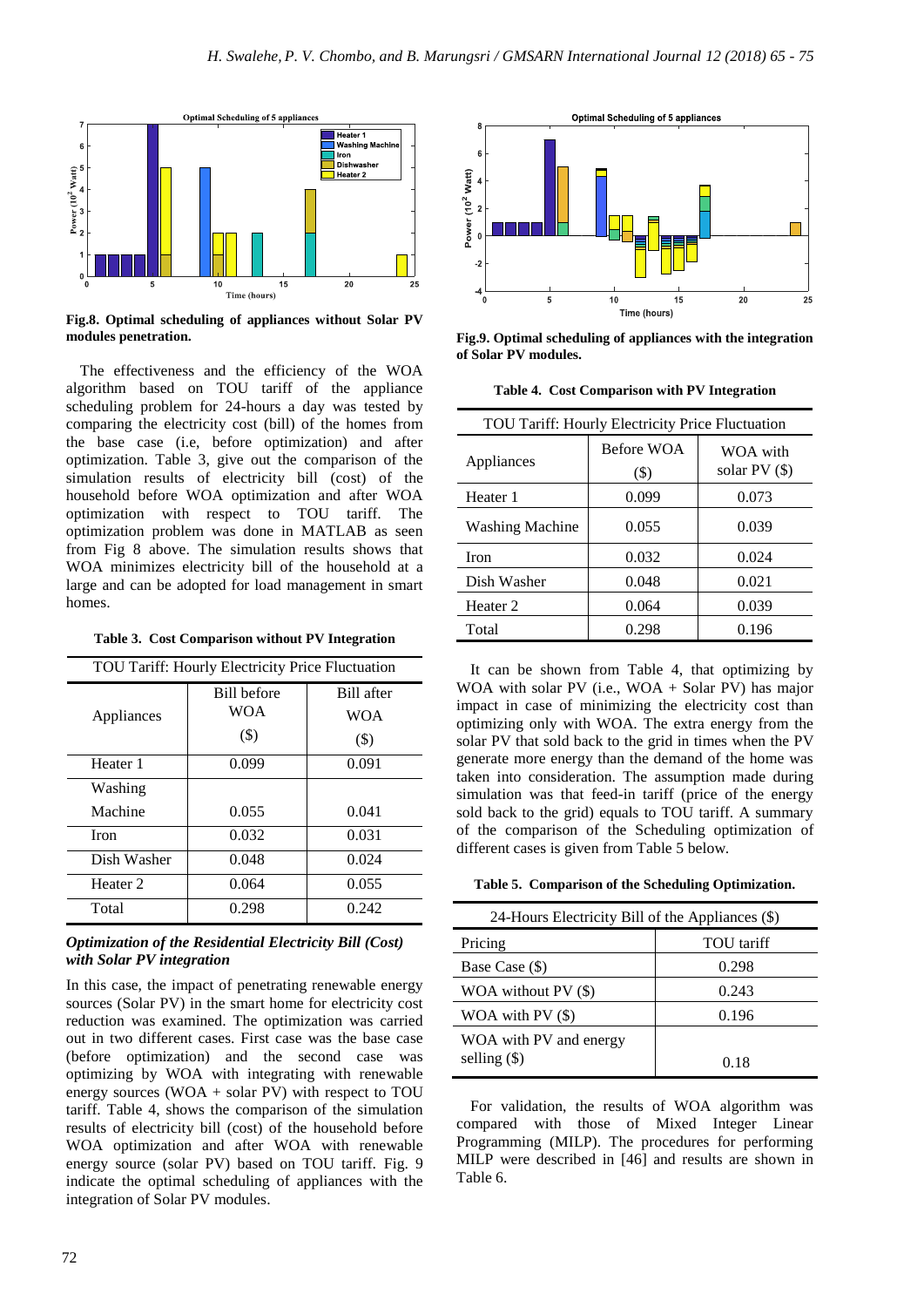Fig.8. Optimal scheduling of appliances without Solar PV modules penetration.

The effectiveness and the efficiency of the WOA algorithm based on TOU tariff of the appliance scheduling problem for 24-hours a day was tested by comparing the electricity cost (bill) of the homes from the base case (i.e, before optimization) and after optimization. Table 3, give out the comparison of the simulation results of electricity bill (cost) of the household before WOA optimization and after WOA optimization with respect to TOU tariff. The optimization problem was done in MATLAB as seen from Fig 8 above. The simulation results shows that WOA minimizes electricity bill of the household at a large and can be adopted for load management in smart homes.

**Table 3. Cost Comparison without PV Integration**

| TOU Tariff: Hourly Electricity Price Fluctuation | | |
|---|---|---|
| Appliances | Bill before WOA ($) | Bill after WOA ($) |
| Heater 1 | 0.099 | 0.091 |
| Washing Machine | 0.055 | 0.041 |
| Iron | 0.032 | 0.031 |
| Dish Washer | 0.048 | 0.024 |
| Heater 2 | 0.064 | 0.055 |
| Total | 0.298 | 0.242 |

***Optimization of the Residential Electricity Bill (Cost) with Solar PV integration***

In this case, the impact of penetrating renewable energy sources (Solar PV) in the smart home for electricity cost reduction was examined. The optimization was carried out in two different cases. First case was the base case (before optimization) and the second case was optimizing by WOA with integrating with renewable energy sources (WOA + solar PV) with respect to TOU tariff. Table 4, shows the comparison of the simulation results of electricity bill (cost) of the household before WOA optimization and after WOA with renewable energy source (solar PV) based on TOU tariff. Fig. 9 indicate the optimal scheduling of appliances with the integration of Solar PV modules.

Fig.9. Optimal scheduling of appliances with the integration of Solar PV modules.

**Table 4. Cost Comparison with PV Integration**

| TOU Tariff: Hourly Electricity Price Fluctuation | | |
|---|---|---|
| Appliances | Before WOA ($) | WOA with solar PV ($) |
| Heater 1 | 0.099 | 0.073 |
| Washing Machine | 0.055 | 0.039 |
| Iron | 0.032 | 0.024 |
| Dish Washer | 0.048 | 0.021 |
| Heater 2 | 0.064 | 0.039 |
| Total | 0.298 | 0.196 |

It can be shown from Table 4, that optimizing by WOA with solar PV (i.e., WOA + Solar PV) has major impact in case of minimizing the electricity cost than optimizing only with WOA. The extra energy from the solar PV that sold back to the grid in times when the PV generate more energy than the demand of the home was taken into consideration. The assumption made during simulation was that feed-in tariff (price of the energy sold back to the grid) equals to TOU tariff. A summary of the comparison of the Scheduling optimization of different cases is given from Table 5 below.

**Table 5. Comparison of the Scheduling Optimization.**

| 24-Hours Electricity Bill of the Appliances ($) | |
|---|---|
| Pricing | TOU tariff |
| Base Case ($) | 0.298 |
| WOA without PV ($) | 0.243 |
| WOA with PV ($) | 0.196 |
| WOA with PV and energy selling ($) | 0.18 |

For validation, the results of WOA algorithm was compared with those of Mixed Integer Linear Programming (MILP). The procedures for performing MILP were described in [46] and results are shown in Table 6.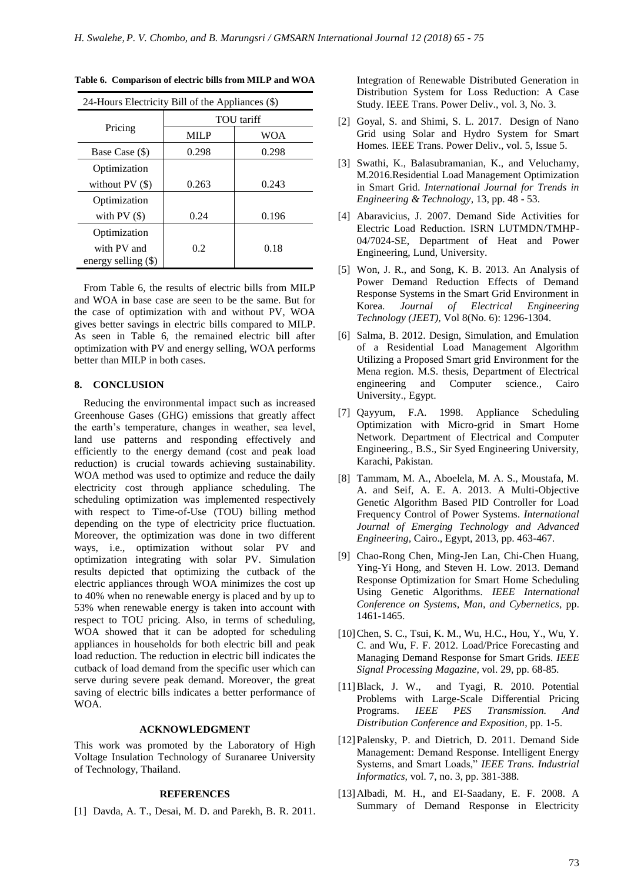**Table 6. Comparison of electric bills from MILP and WOA**

| 24-Hours Electricity Bill of the Appliances ($) | | |
|---|---|---|
| Pricing | TOU tariff | |
| | MILP | WOA |
| Base Case ($) | 0.298 | 0.298 |
| Optimization without PV ($) | 0.263 | 0.243 |
| Optimization with PV ($) | 0.24 | 0.196 |
| Optimization with PV and energy selling ($) | 0.2 | 0.18 |

From Table 6, the results of electric bills from MILP and WOA in base case are seen to be the same. But for the case of optimization with and without PV, WOA gives better savings in electric bills compared to MILP. As seen in Table 6, the remained electric bill after optimization with PV and energy selling, WOA performs better than MILP in both cases.

## 8. CONCLUSION

Reducing the environmental impact such as increased Greenhouse Gases (GHG) emissions that greatly affect the earth's temperature, changes in weather, sea level, land use patterns and responding effectively and efficiently to the energy demand (cost and peak load reduction) is crucial towards achieving sustainability. WOA method was used to optimize and reduce the daily electricity cost through appliance scheduling. The scheduling optimization was implemented respectively with respect to Time-of-Use (TOU) billing method depending on the type of electricity price fluctuation. Moreover, the optimization was done in two different ways, i.e., optimization without solar PV and optimization integrating with solar PV. Simulation results depicted that optimizing the cutback of the electric appliances through WOA minimizes the cost up to 40% when no renewable energy is placed and by up to 53% when renewable energy is taken into account with respect to TOU pricing. Also, in terms of scheduling, WOA showed that it can be adopted for scheduling appliances in households for both electric bill and peak load reduction. The reduction in electric bill indicates the cutback of load demand from the specific user which can serve during severe peak demand. Moreover, the great saving of electric bills indicates a better performance of WOA.

### ACKNOWLEDGMENT

This work was promoted by the Laboratory of High Voltage Insulation Technology of Suranaree University of Technology, Thailand.

### REFERENCES

[1] Davda, A. T., Desai, M. D. and Parekh, B. R. 2011. Integration of Renewable Distributed Generation in Distribution System for Loss Reduction: A Case Study. IEEE Trans. Power Deliv., vol. 3, No. 3.

[2] Goyal, S. and Shimi, S. L. 2017. Design of Nano Grid using Solar and Hydro System for Smart Homes. IEEE Trans. Power Deliv., vol. 5, Issue 5.

[3] Swathi, K., Balasubramanian, K., and Veluchamy, M.2016.Residential Load Management Optimization in Smart Grid. *International Journal for Trends in Engineering & Technology*, 13, pp. 48 - 53.

[4] Abaravicius, J. 2007. Demand Side Activities for Electric Load Reduction. ISRN LUTMDN/TMHP-04/7024-SE, Department of Heat and Power Engineering, Lund, University.

[5] Won, J. R., and Song, K. B. 2013. An Analysis of Power Demand Reduction Effects of Demand Response Systems in the Smart Grid Environment in Korea. *Journal of Electrical Engineering Technology (JEET)*, Vol 8(No. 6): 1296-1304.

[6] Salma, B. 2012. Design, Simulation, and Emulation of a Residential Load Management Algorithm Utilizing a Proposed Smart grid Environment for the Mena region. M.S. thesis, Department of Electrical engineering and Computer science., Cairo University., Egypt.

[7] Qayyum, F.A. 1998. Appliance Scheduling Optimization with Micro-grid in Smart Home Network. Department of Electrical and Computer Engineering., B.S., Sir Syed Engineering University, Karachi, Pakistan.

[8] Tammam, M. A., Aboelela, M. A. S., Moustafa, M. A. and Seif, A. E. A. 2013. A Multi-Objective Genetic Algorithm Based PID Controller for Load Frequency Control of Power Systems. *International Journal of Emerging Technology and Advanced Engineering*, Cairo., Egypt, 2013, pp. 463-467.

[9] Chao-Rong Chen, Ming-Jen Lan, Chi-Chen Huang, Ying-Yi Hong, and Steven H. Low. 2013. Demand Response Optimization for Smart Home Scheduling Using Genetic Algorithms. *IEEE International Conference on Systems, Man, and Cybernetics*, pp. 1461-1465.

[10] Chen, S. C., Tsui, K. M., Wu, H.C., Hou, Y., Wu, Y. C. and Wu, F. F. 2012. Load/Price Forecasting and Managing Demand Response for Smart Grids. *IEEE Signal Processing Magazine*, vol. 29, pp. 68-85.

[11] Black, J. W., and Tyagi, R. 2010. Potential Problems with Large-Scale Differential Pricing Programs. *IEEE PES Transmission. And Distribution Conference and Exposition*, pp. 1-5.

[12] Palensky, P. and Dietrich, D. 2011. Demand Side Management: Demand Response. Intelligent Energy Systems, and Smart Loads," *IEEE Trans. Industrial Informatics*, vol. 7, no. 3, pp. 381-388.

[13] Albadi, M. H., and EI-Saadany, E. F. 2008. A Summary of Demand Response in Electricity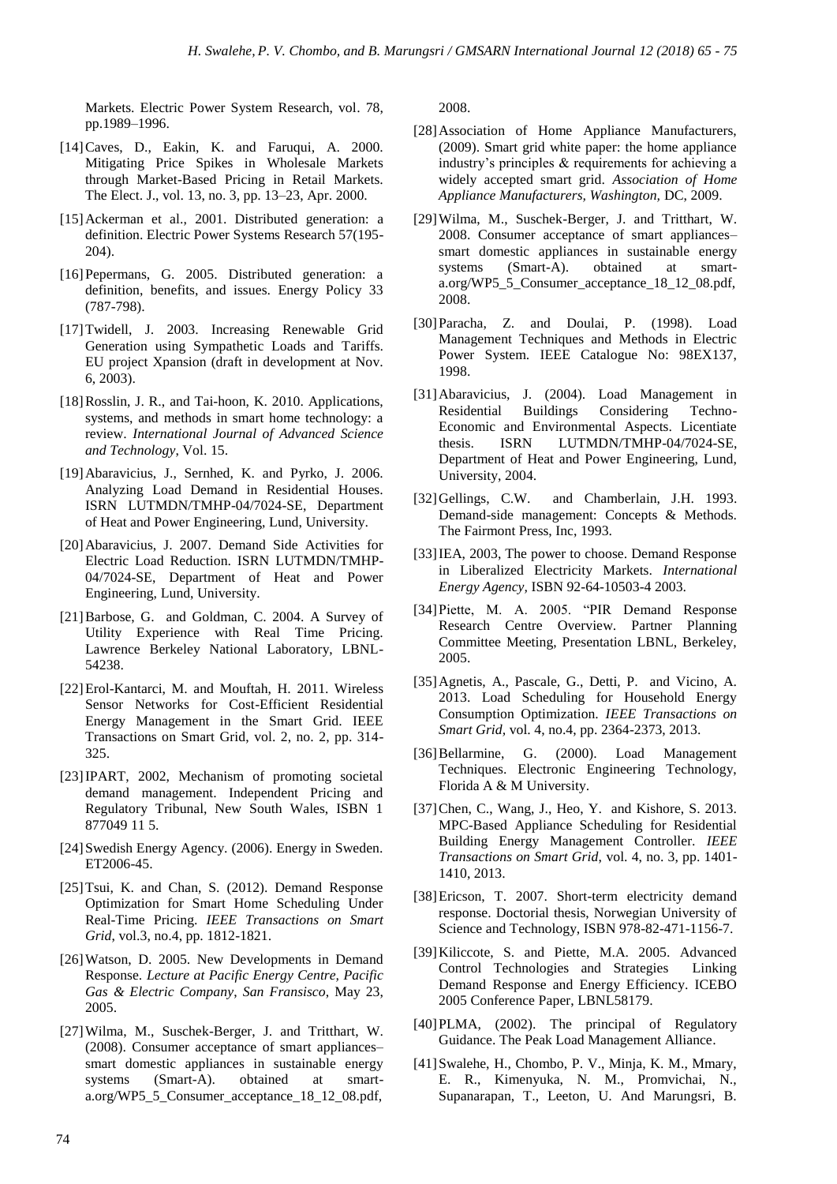Markets. Electric Power System Research, vol. 78, pp.1989–1996.

[14] Caves, D., Eakin, K. and Faruqui, A. 2000. Mitigating Price Spikes in Wholesale Markets through Market-Based Pricing in Retail Markets. The Elect. J., vol. 13, no. 3, pp. 13–23, Apr. 2000.

[15] Ackerman et al., 2001. Distributed generation: a definition. Electric Power Systems Research 57(195-204).

[16] Pepermans, G. 2005. Distributed generation: a definition, benefits, and issues. Energy Policy 33 (787-798).

[17] Twidell, J. 2003. Increasing Renewable Grid Generation using Sympathetic Loads and Tariffs. EU project Xpansion (draft in development at Nov. 6, 2003).

[18] Rosslin, J. R., and Tai-hoon, K. 2010. Applications, systems, and methods in smart home technology: a review. *International Journal of Advanced Science and Technology*, Vol. 15.

[19] Abaravicius, J., Sernhed, K. and Pyrko, J. 2006. Analyzing Load Demand in Residential Houses. ISRN LUTMDN/TMHP-04/7024-SE, Department of Heat and Power Engineering, Lund, University.

[20] Abaravicius, J. 2007. Demand Side Activities for Electric Load Reduction. ISRN LUTMDN/TMHP-04/7024-SE, Department of Heat and Power Engineering, Lund, University.

[21] Barbose, G. and Goldman, C. 2004. A Survey of Utility Experience with Real Time Pricing. Lawrence Berkeley National Laboratory, LBNL-54238.

[22] Erol-Kantarci, M. and Mouftah, H. 2011. Wireless Sensor Networks for Cost-Efficient Residential Energy Management in the Smart Grid. IEEE Transactions on Smart Grid, vol. 2, no. 2, pp. 314-325.

[23] IPART, 2002, Mechanism of promoting societal demand management. Independent Pricing and Regulatory Tribunal, New South Wales, ISBN 1 877049 11 5.

[24] Swedish Energy Agency. (2006). Energy in Sweden. ET2006-45.

[25] Tsui, K. and Chan, S. (2012). Demand Response Optimization for Smart Home Scheduling Under Real-Time Pricing. *IEEE Transactions on Smart Grid*, vol.3, no.4, pp. 1812-1821.

[26] Watson, D. 2005. New Developments in Demand Response. *Lecture at Pacific Energy Centre, Pacific Gas & Electric Company, San Fransisco*, May 23, 2005.

[27] Wilma, M., Suschek-Berger, J. and Tritthart, W. (2008). Consumer acceptance of smart appliances– smart domestic appliances in sustainable energy systems (Smart-A). obtained at smart-a.org/WP5_5_Consumer_acceptance_18_12_08.pdf, 2008.

[28] Association of Home Appliance Manufacturers, (2009). Smart grid white paper: the home appliance industry's principles & requirements for achieving a widely accepted smart grid. *Association of Home Appliance Manufacturers, Washington,* DC, 2009.

[29] Wilma, M., Suschek-Berger, J. and Tritthart, W. 2008. Consumer acceptance of smart appliances– smart domestic appliances in sustainable energy systems (Smart-A). obtained at smart-a.org/WP5_5_Consumer_acceptance_18_12_08.pdf, 2008.

[30] Paracha, Z. and Doulai, P. (1998). Load Management Techniques and Methods in Electric Power System. IEEE Catalogue No: 98EX137, 1998.

[31] Abaravicius, J. (2004). Load Management in Residential Buildings Considering Techno-Economic and Environmental Aspects. Licentiate thesis. ISRN LUTMDN/TMHP-04/7024-SE, Department of Heat and Power Engineering, Lund, University, 2004.

[32] Gellings, C.W. and Chamberlain, J.H. 1993. Demand-side management: Concepts & Methods. The Fairmont Press, Inc, 1993.

[33] IEA, 2003, The power to choose. Demand Response in Liberalized Electricity Markets. *International Energy Agency,* ISBN 92-64-10503-4 2003.

[34] Piette, M. A. 2005. "PIR Demand Response Research Centre Overview. Partner Planning Committee Meeting, Presentation LBNL, Berkeley, 2005.

[35] Agnetis, A., Pascale, G., Detti, P. and Vicino, A. 2013. Load Scheduling for Household Energy Consumption Optimization. *IEEE Transactions on Smart Grid,* vol. 4, no.4, pp. 2364-2373, 2013.

[36] Bellarmine, G. (2000). Load Management Techniques. Electronic Engineering Technology, Florida A & M University.

[37] Chen, C., Wang, J., Heo, Y. and Kishore, S. 2013. MPC-Based Appliance Scheduling for Residential Building Energy Management Controller. *IEEE Transactions on Smart Grid*, vol. 4, no. 3, pp. 1401-1410, 2013.

[38] Ericson, T. 2007. Short-term electricity demand response. Doctorial thesis, Norwegian University of Science and Technology, ISBN 978-82-471-1156-7.

[39] Kiliccote, S. and Piette, M.A. 2005. Advanced Control Technologies and Strategies Linking Demand Response and Energy Efficiency. ICEBO 2005 Conference Paper, LBNL58179.

[40] PLMA, (2002). The principal of Regulatory Guidance. The Peak Load Management Alliance.

[41] Swalehe, H., Chombo, P. V., Minja, K. M., Mmary, E. R., Kimenyuka, N. M., Promvichai, N., Supanarapan, T., Leeton, U. And Marungsri, B.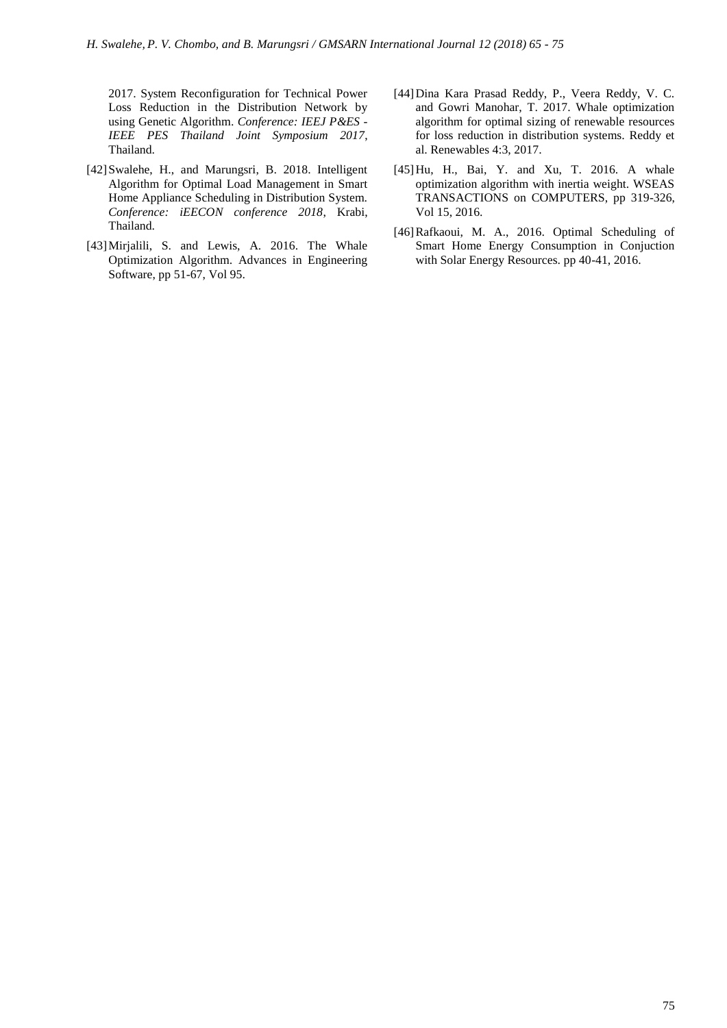2017. System Reconfiguration for Technical Power Loss Reduction in the Distribution Network by using Genetic Algorithm. *Conference: IEEJ P&ES - IEEE PES Thailand Joint Symposium 2017*, Thailand.

[42] Swalehe, H., and Marungsri, B. 2018. Intelligent Algorithm for Optimal Load Management in Smart Home Appliance Scheduling in Distribution System. *Conference: iEECON conference 2018*, Krabi, Thailand.

[43] Mirjalili, S. and Lewis, A. 2016. The Whale Optimization Algorithm. Advances in Engineering Software, pp 51-67, Vol 95.

[44] Dina Kara Prasad Reddy, P., Veera Reddy, V. C. and Gowri Manohar, T. 2017. Whale optimization algorithm for optimal sizing of renewable resources for loss reduction in distribution systems. Reddy et al. Renewables 4:3, 2017.

[45] Hu, H., Bai, Y. and Xu, T. 2016. A whale optimization algorithm with inertia weight. WSEAS TRANSACTIONS on COMPUTERS, pp 319-326, Vol 15, 2016.

[46] Rafkaoui, M. A., 2016. Optimal Scheduling of Smart Home Energy Consumption in Conjuction with Solar Energy Resources. pp 40-41, 2016.